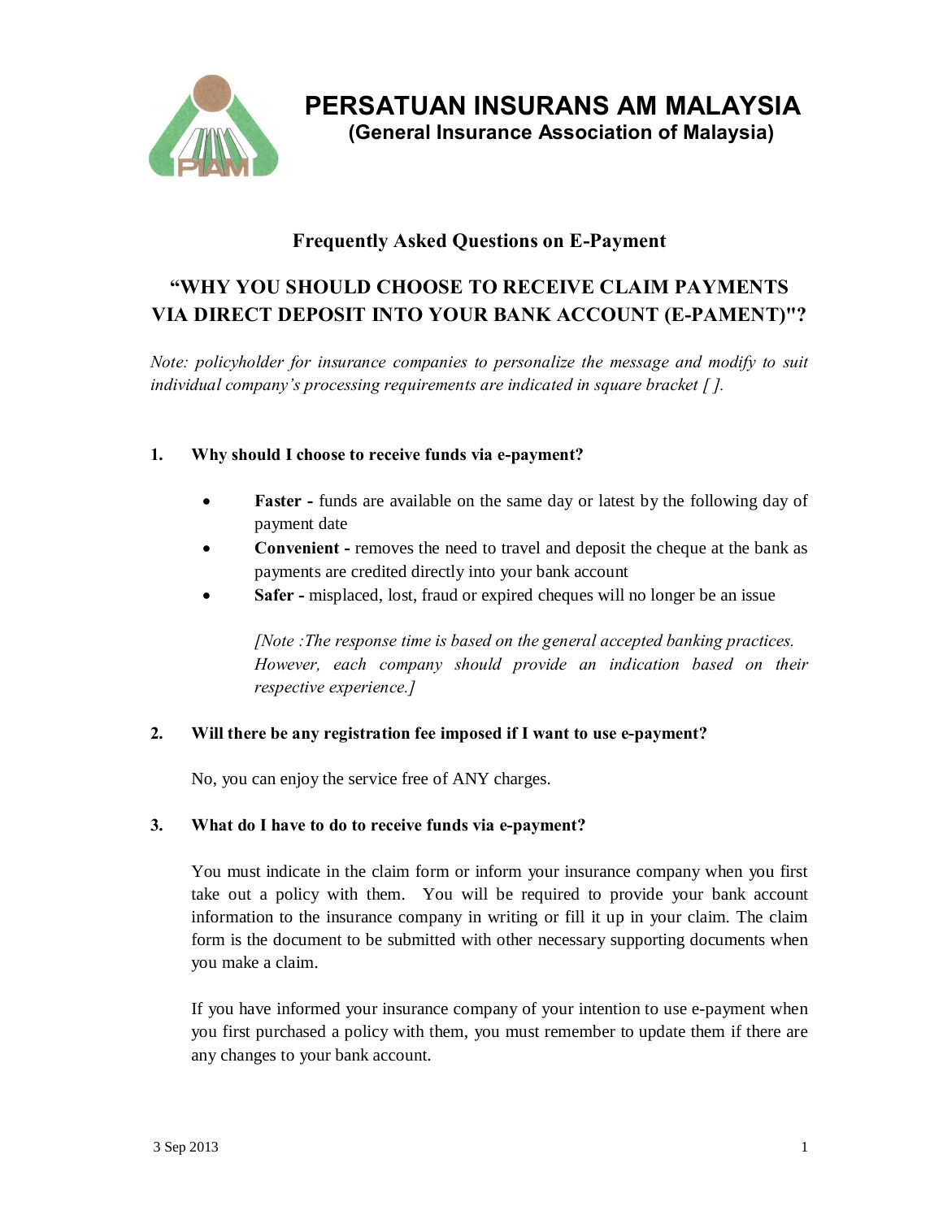# PERSATUAN INSURANS AM MALAYSIA

## (General Insurance Association of Malaysia)

### Frequently Asked Questions on E-Payment

### "WHY YOU SHOULD CHOOSE TO RECEIVE CLAIM PAYMENTS VIA DIRECT DEPOSIT INTO YOUR BANK ACCOUNT (E-PAMENT)"?

*Note: policyholder for insurance companies to personalize the message and modify to suit individual company's processing requirements are indicated in square bracket [ ].*

**1. Why should I choose to receive funds via e-payment?**

- **Faster -** funds are available on the same day or latest by the following day of payment date
- **Convenient -** removes the need to travel and deposit the cheque at the bank as payments are credited directly into your bank account
- **Safer -** misplaced, lost, fraud or expired cheques will no longer be an issue

*[Note :The response time is based on the general accepted banking practices. However, each company should provide an indication based on their respective experience.]*

**2. Will there be any registration fee imposed if I want to use e-payment?**

No, you can enjoy the service free of ANY charges.

**3. What do I have to do to receive funds via e-payment?**

You must indicate in the claim form or inform your insurance company when you first take out a policy with them. You will be required to provide your bank account information to the insurance company in writing or fill it up in your claim. The claim form is the document to be submitted with other necessary supporting documents when you make a claim.

If you have informed your insurance company of your intention to use e-payment when you first purchased a policy with them, you must remember to update them if there are any changes to your bank account.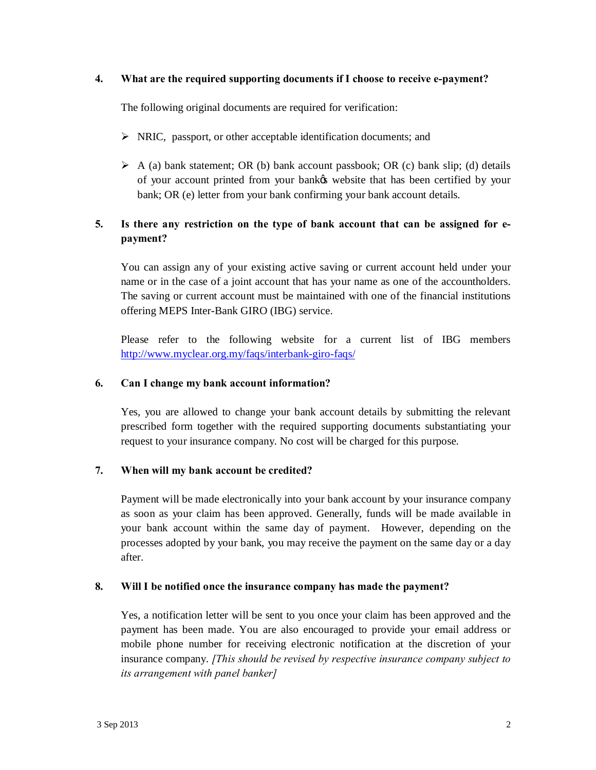**4. What are the required supporting documents if I choose to receive e-payment?**

The following original documents are required for verification:

- NRIC, passport, or other acceptable identification documents; and
- A (a) bank statement; OR (b) bank account passbook; OR (c) bank slip; (d) details of your account printed from your bank's website that has been certified by your bank; OR (e) letter from your bank confirming your bank account details.

**5. Is there any restriction on the type of bank account that can be assigned for e-payment?**

You can assign any of your existing active saving or current account held under your name or in the case of a joint account that has your name as one of the accountholders. The saving or current account must be maintained with one of the financial institutions offering MEPS Inter-Bank GIRO (IBG) service.

Please refer to the following website for a current list of IBG members http://www.myclear.org.my/faqs/interbank-giro-faqs/

**6. Can I change my bank account information?**

Yes, you are allowed to change your bank account details by submitting the relevant prescribed form together with the required supporting documents substantiating your request to your insurance company. No cost will be charged for this purpose.

**7. When will my bank account be credited?**

Payment will be made electronically into your bank account by your insurance company as soon as your claim has been approved. Generally, funds will be made available in your bank account within the same day of payment. However, depending on the processes adopted by your bank, you may receive the payment on the same day or a day after.

**8. Will I be notified once the insurance company has made the payment?**

Yes, a notification letter will be sent to you once your claim has been approved and the payment has been made. You are also encouraged to provide your email address or mobile phone number for receiving electronic notification at the discretion of your insurance company. *[This should be revised by respective insurance company subject to its arrangement with panel banker]*

3 Sep 2013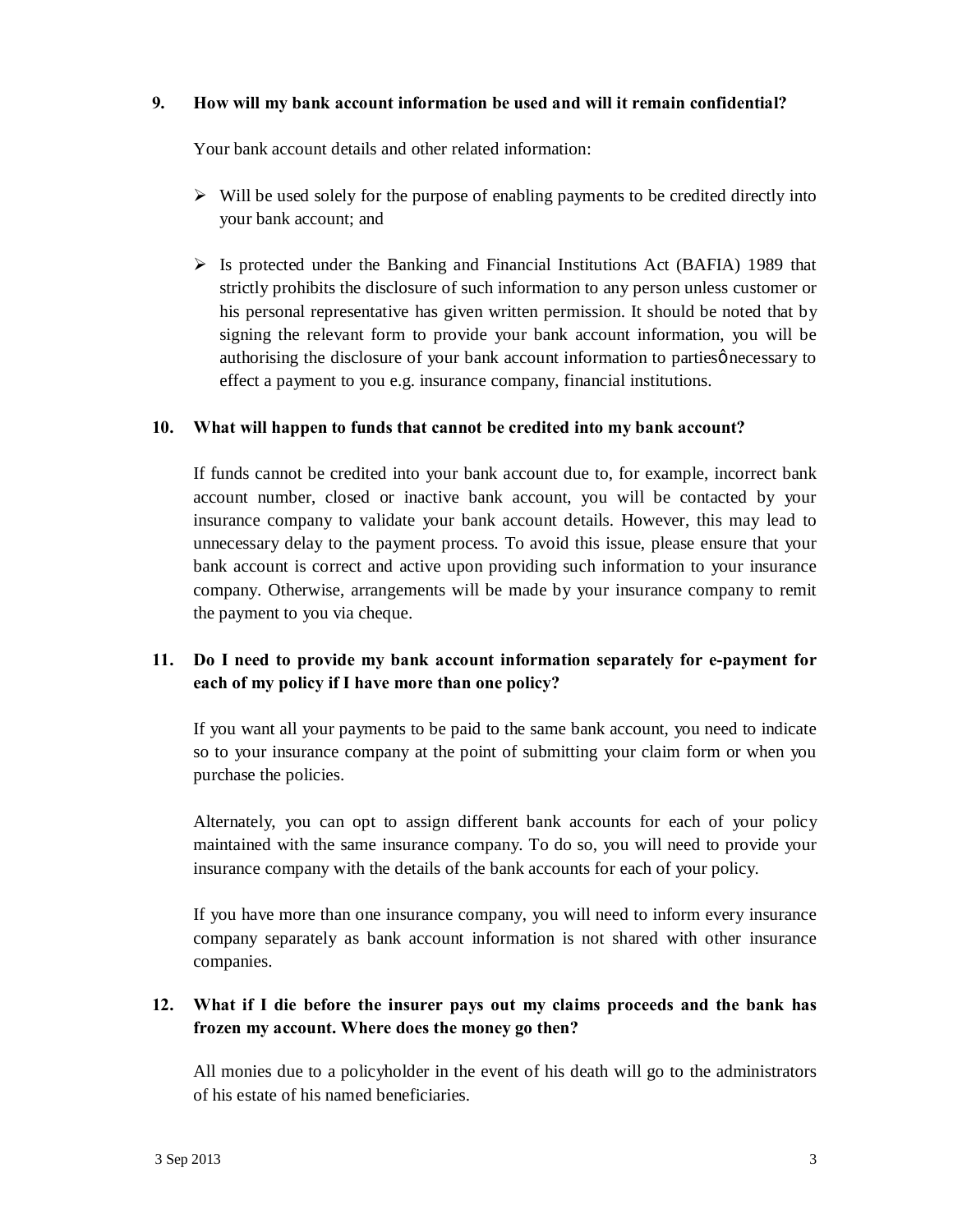**9. How will my bank account information be used and will it remain confidential?**

Your bank account details and other related information:

- Will be used solely for the purpose of enabling payments to be credited directly into your bank account; and
- Is protected under the Banking and Financial Institutions Act (BAFIA) 1989 that strictly prohibits the disclosure of such information to any person unless customer or his personal representative has given written permission. It should be noted that by signing the relevant form to provide your bank account information, you will be authorising the disclosure of your bank account information to partiesô necessary to effect a payment to you e.g. insurance company, financial institutions.

**10. What will happen to funds that cannot be credited into my bank account?**

If funds cannot be credited into your bank account due to, for example, incorrect bank account number, closed or inactive bank account, you will be contacted by your insurance company to validate your bank account details. However, this may lead to unnecessary delay to the payment process. To avoid this issue, please ensure that your bank account is correct and active upon providing such information to your insurance company. Otherwise, arrangements will be made by your insurance company to remit the payment to you via cheque.

**11. Do I need to provide my bank account information separately for e-payment for each of my policy if I have more than one policy?**

If you want all your payments to be paid to the same bank account, you need to indicate so to your insurance company at the point of submitting your claim form or when you purchase the policies.

Alternately, you can opt to assign different bank accounts for each of your policy maintained with the same insurance company. To do so, you will need to provide your insurance company with the details of the bank accounts for each of your policy.

If you have more than one insurance company, you will need to inform every insurance company separately as bank account information is not shared with other insurance companies.

**12. What if I die before the insurer pays out my claims proceeds and the bank has frozen my account. Where does the money go then?**

All monies due to a policyholder in the event of his death will go to the administrators of his estate of his named beneficiaries.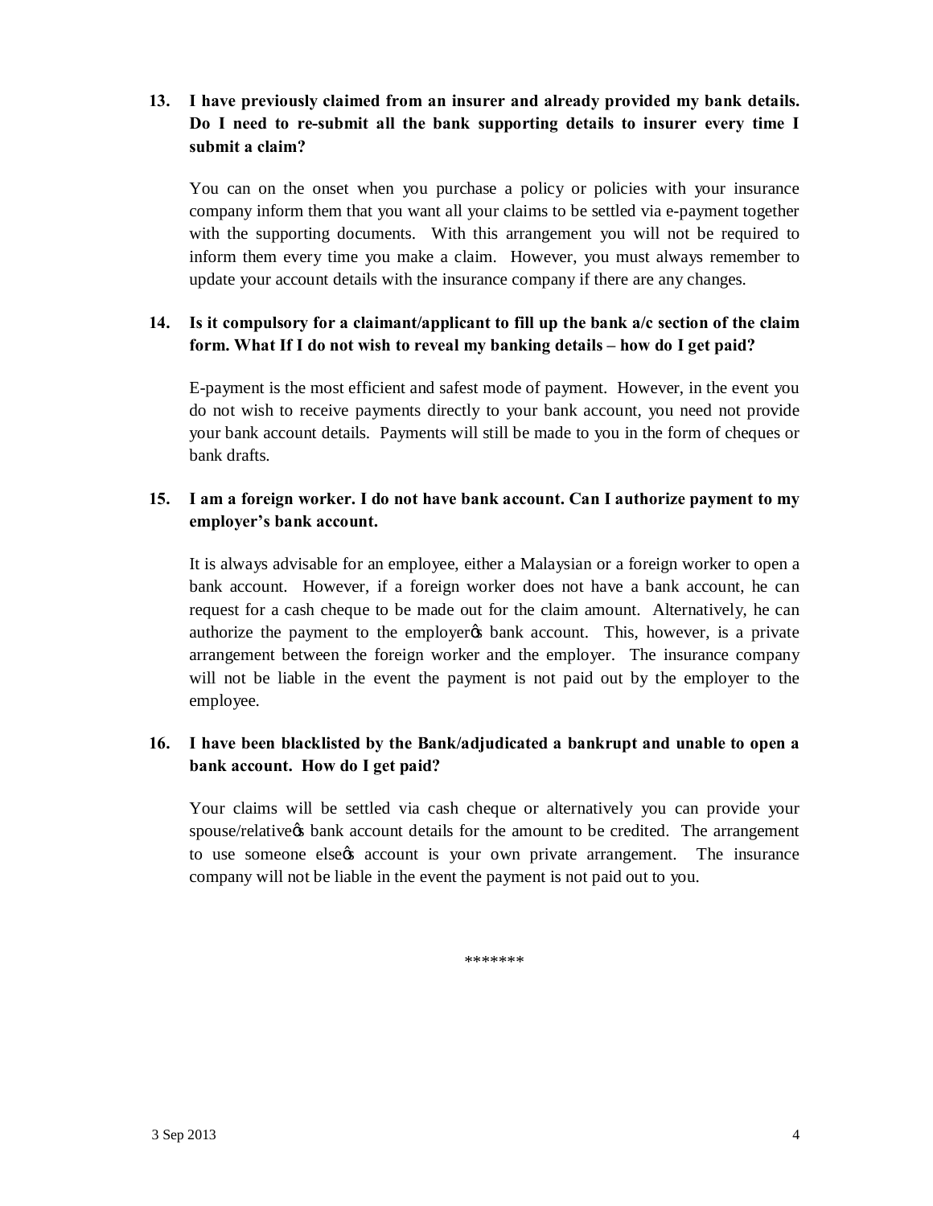**13. I have previously claimed from an insurer and already provided my bank details. Do I need to re-submit all the bank supporting details to insurer every time I submit a claim?**

You can on the onset when you purchase a policy or policies with your insurance company inform them that you want all your claims to be settled via e-payment together with the supporting documents. With this arrangement you will not be required to inform them every time you make a claim. However, you must always remember to update your account details with the insurance company if there are any changes.

**14. Is it compulsory for a claimant/applicant to fill up the bank a/c section of the claim form. What If I do not wish to reveal my banking details – how do I get paid?**

E-payment is the most efficient and safest mode of payment. However, in the event you do not wish to receive payments directly to your bank account, you need not provide your bank account details. Payments will still be made to you in the form of cheques or bank drafts.

**15. I am a foreign worker. I do not have bank account. Can I authorize payment to my employer's bank account.**

It is always advisable for an employee, either a Malaysian or a foreign worker to open a bank account. However, if a foreign worker does not have a bank account, he can request for a cash cheque to be made out for the claim amount. Alternatively, he can authorize the payment to the employer's bank account. This, however, is a private arrangement between the foreign worker and the employer. The insurance company will not be liable in the event the payment is not paid out by the employer to the employee.

**16. I have been blacklisted by the Bank/adjudicated a bankrupt and unable to open a bank account. How do I get paid?**

Your claims will be settled via cash cheque or alternatively you can provide your spouse/relative's bank account details for the amount to be credited. The arrangement to use someone else's account is your own private arrangement. The insurance company will not be liable in the event the payment is not paid out to you.

*******

3 Sep 2013